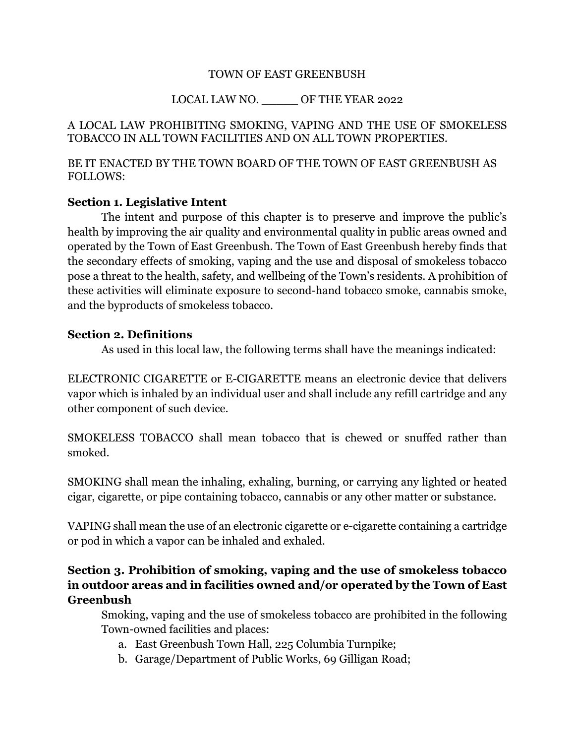TOWN OF EAST GREENBUSH

LOCAL LAW NO. _____ OF THE YEAR 2022

A LOCAL LAW PROHIBITING SMOKING, VAPING AND THE USE OF SMOKELESS TOBACCO IN ALL TOWN FACILITIES AND ON ALL TOWN PROPERTIES.

BE IT ENACTED BY THE TOWN BOARD OF THE TOWN OF EAST GREENBUSH AS FOLLOWS:

**Section 1. Legislative Intent**

The intent and purpose of this chapter is to preserve and improve the public's health by improving the air quality and environmental quality in public areas owned and operated by the Town of East Greenbush. The Town of East Greenbush hereby finds that the secondary effects of smoking, vaping and the use and disposal of smokeless tobacco pose a threat to the health, safety, and wellbeing of the Town's residents. A prohibition of these activities will eliminate exposure to second-hand tobacco smoke, cannabis smoke, and the byproducts of smokeless tobacco.

**Section 2. Definitions**

As used in this local law, the following terms shall have the meanings indicated:

ELECTRONIC CIGARETTE or E-CIGARETTE means an electronic device that delivers vapor which is inhaled by an individual user and shall include any refill cartridge and any other component of such device.

SMOKELESS TOBACCO shall mean tobacco that is chewed or snuffed rather than smoked.

SMOKING shall mean the inhaling, exhaling, burning, or carrying any lighted or heated cigar, cigarette, or pipe containing tobacco, cannabis or any other matter or substance.

VAPING shall mean the use of an electronic cigarette or e-cigarette containing a cartridge or pod in which a vapor can be inhaled and exhaled.

**Section 3. Prohibition of smoking, vaping and the use of smokeless tobacco in outdoor areas and in facilities owned and/or operated by the Town of East Greenbush**

Smoking, vaping and the use of smokeless tobacco are prohibited in the following Town-owned facilities and places:

a. East Greenbush Town Hall, 225 Columbia Turnpike;
b. Garage/Department of Public Works, 69 Gilligan Road;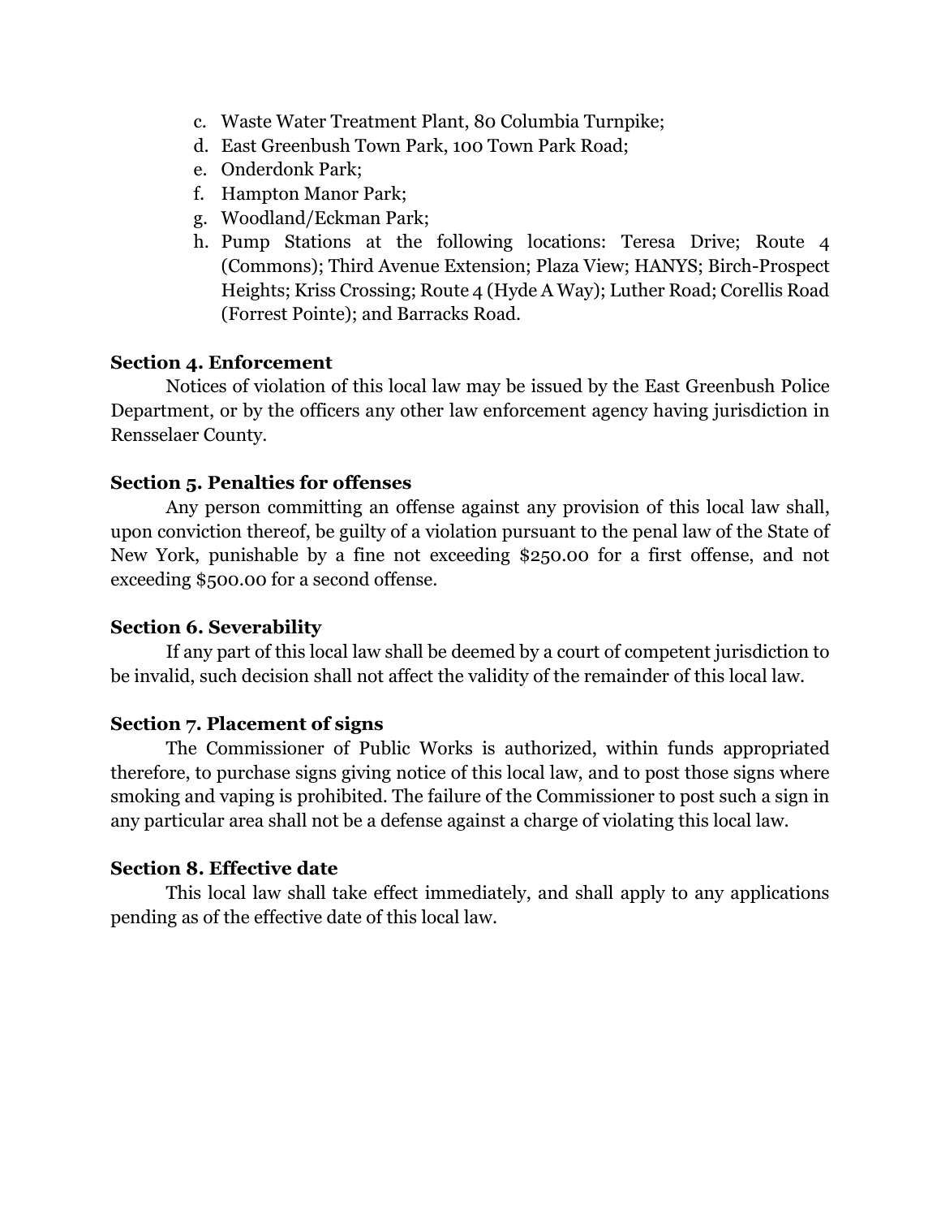c. Waste Water Treatment Plant, 80 Columbia Turnpike;
d. East Greenbush Town Park, 100 Town Park Road;
e. Onderdonk Park;
f. Hampton Manor Park;
g. Woodland/Eckman Park;
h. Pump Stations at the following locations: Teresa Drive; Route 4 (Commons); Third Avenue Extension; Plaza View; HANYS; Birch-Prospect Heights; Kriss Crossing; Route 4 (Hyde A Way); Luther Road; Corellis Road (Forrest Pointe); and Barracks Road.

**Section 4. Enforcement**

Notices of violation of this local law may be issued by the East Greenbush Police Department, or by the officers any other law enforcement agency having jurisdiction in Rensselaer County.

**Section 5. Penalties for offenses**

Any person committing an offense against any provision of this local law shall, upon conviction thereof, be guilty of a violation pursuant to the penal law of the State of New York, punishable by a fine not exceeding $250.00 for a first offense, and not exceeding $500.00 for a second offense.

**Section 6. Severability**

If any part of this local law shall be deemed by a court of competent jurisdiction to be invalid, such decision shall not affect the validity of the remainder of this local law.

**Section 7. Placement of signs**

The Commissioner of Public Works is authorized, within funds appropriated therefore, to purchase signs giving notice of this local law, and to post those signs where smoking and vaping is prohibited. The failure of the Commissioner to post such a sign in any particular area shall not be a defense against a charge of violating this local law.

**Section 8. Effective date**

This local law shall take effect immediately, and shall apply to any applications pending as of the effective date of this local law.